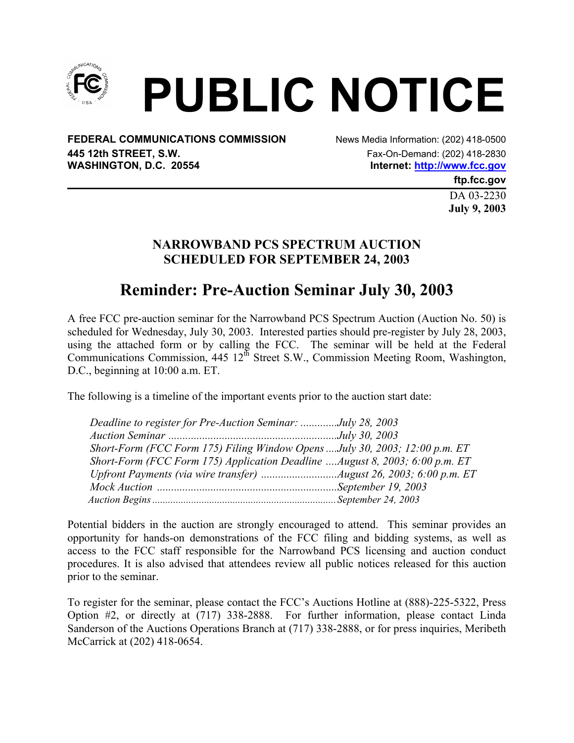# PUBLIC NOTICE

**FEDERAL COMMUNICATIONS COMMISSION**
**445 12th STREET, S.W.**
**WASHINGTON, D.C. 20554**

News Media Information: (202) 418-0500
Fax-On-Demand: (202) 418-2830
**Internet: http://www.fcc.gov**
**ftp.fcc.gov**

DA 03-2230
**July 9, 2003**

## NARROWBAND PCS SPECTRUM AUCTION SCHEDULED FOR SEPTEMBER 24, 2003

## Reminder: Pre-Auction Seminar July 30, 2003

A free FCC pre-auction seminar for the Narrowband PCS Spectrum Auction (Auction No. 50) is scheduled for Wednesday, July 30, 2003. Interested parties should pre-register by July 28, 2003, using the attached form or by calling the FCC. The seminar will be held at the Federal Communications Commission, 445 12th Street S.W., Commission Meeting Room, Washington, D.C., beginning at 10:00 a.m. ET.

The following is a timeline of the important events prior to the auction start date:

*Deadline to register for Pre-Auction Seminar: .............July 28, 2003*
*Auction Seminar ............................................................July 30, 2003*
*Short-Form (FCC Form 175) Filing Window Opens ....July 30, 2003; 12:00 p.m. ET*
*Short-Form (FCC Form 175) Application Deadline ....August 8, 2003; 6:00 p.m. ET*
*Upfront Payments (via wire transfer) ...........................August 26, 2003; 6:00 p.m. ET*
*Mock Auction .................................................................September 19, 2003*
*Auction Begins ....................................................................September 24, 2003*

Potential bidders in the auction are strongly encouraged to attend. This seminar provides an opportunity for hands-on demonstrations of the FCC filing and bidding systems, as well as access to the FCC staff responsible for the Narrowband PCS licensing and auction conduct procedures. It is also advised that attendees review all public notices released for this auction prior to the seminar.

To register for the seminar, please contact the FCC's Auctions Hotline at (888)-225-5322, Press Option #2, or directly at (717) 338-2888. For further information, please contact Linda Sanderson of the Auctions Operations Branch at (717) 338-2888, or for press inquiries, Meribeth McCarrick at (202) 418-0654.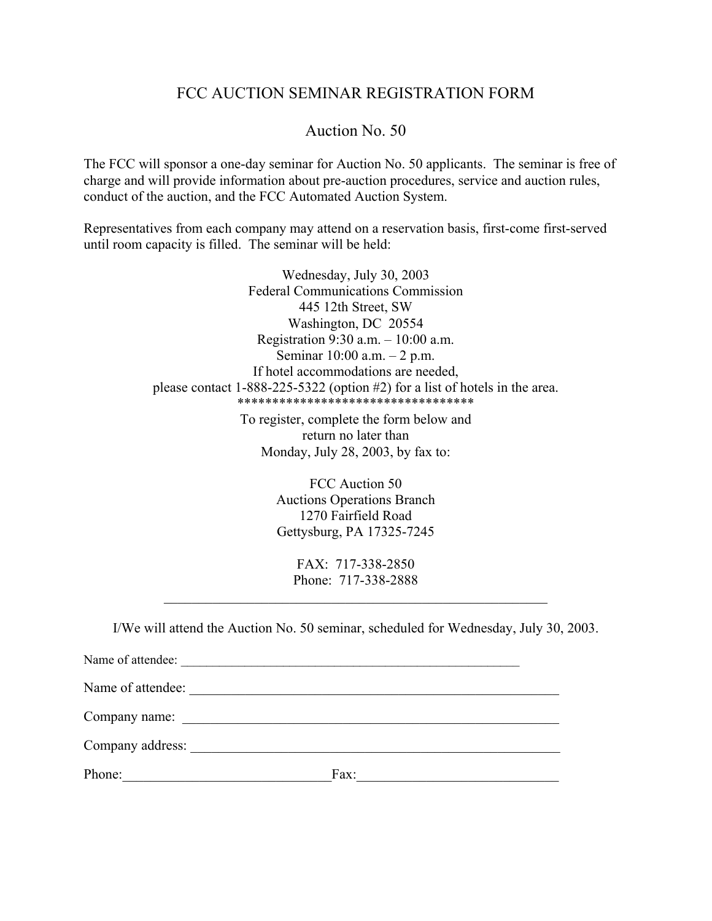# FCC AUCTION SEMINAR REGISTRATION FORM

## Auction No. 50

The FCC will sponsor a one-day seminar for Auction No. 50 applicants. The seminar is free of charge and will provide information about pre-auction procedures, service and auction rules, conduct of the auction, and the FCC Automated Auction System.

Representatives from each company may attend on a reservation basis, first-come first-served until room capacity is filled. The seminar will be held:

Wednesday, July 30, 2003
Federal Communications Commission
445 12th Street, SW
Washington, DC 20554
Registration 9:30 a.m. – 10:00 a.m.
Seminar 10:00 a.m. – 2 p.m.
If hotel accommodations are needed,
please contact 1-888-225-5322 (option #2) for a list of hotels in the area.

**********************************

To register, complete the form below and
return no later than
Monday, July 28, 2003, by fax to:

FCC Auction 50
Auctions Operations Branch
1270 Fairfield Road
Gettysburg, PA 17325-7245

FAX: 717-338-2850
Phone: 717-338-2888

---

I/We will attend the Auction No. 50 seminar, scheduled for Wednesday, July 30, 2003.

Name of attendee: ________________________________________________________

Name of attendee: ________________________________________________________

Company name: ________________________________________________________

Company address: ________________________________________________________

Phone:______________________________Fax:______________________________